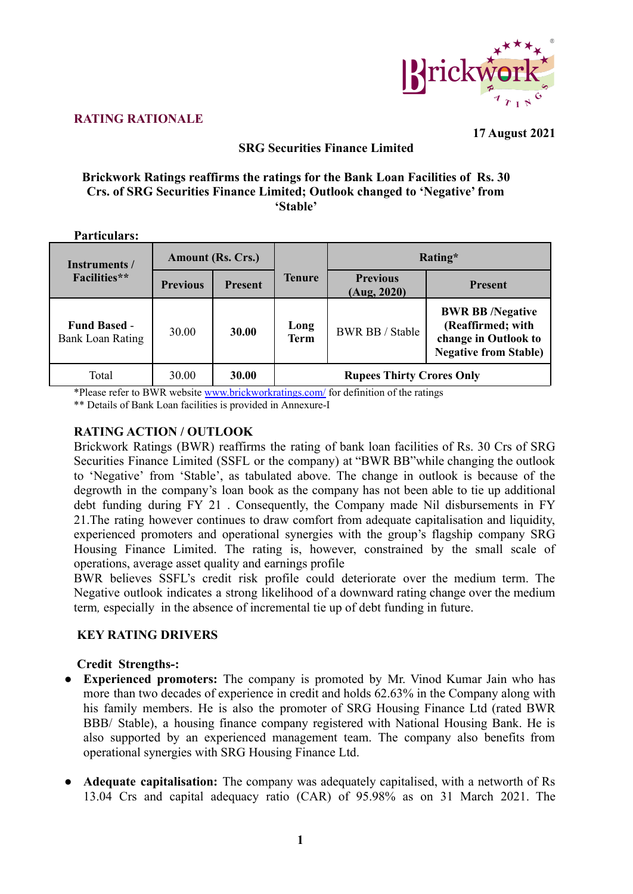## RATING RATIONALE

**17 August 2021**

**SRG Securities Finance Limited**

**Brickwork Ratings reaffirms the ratings for the Bank Loan Facilities of Rs. 30 Crs. of SRG Securities Finance Limited; Outlook changed to 'Negative' from 'Stable'**

**Particulars:**

| Instruments / Facilities** | Amount (Rs. Crs.) | | Tenure | Rating* | |
|---|---|---|---|---|---|
| | Previous | Present | | Previous (Aug, 2020) | Present |
| **Fund Based** - Bank Loan Rating | 30.00 | **30.00** | **Long Term** | BWR BB / Stable | **BWR BB /Negative (Reaffirmed; with change in Outlook to Negative from Stable)** |
| Total | 30.00 | **30.00** | **Rupees Thirty Crores Only** | | |

*Please refer to BWR website www.brickworkratings.com/ for definition of the ratings

** Details of Bank Loan facilities is provided in Annexure-I

### RATING ACTION / OUTLOOK

Brickwork Ratings (BWR) reaffirms the rating of bank loan facilities of Rs. 30 Crs of SRG Securities Finance Limited (SSFL or the company) at "BWR BB"while changing the outlook to 'Negative' from 'Stable', as tabulated above. The change in outlook is because of the degrowth in the company's loan book as the company has not been able to tie up additional debt funding during FY 21 . Consequently, the Company made Nil disbursements in FY 21.The rating however continues to draw comfort from adequate capitalisation and liquidity, experienced promoters and operational synergies with the group's flagship company SRG Housing Finance Limited. The rating is, however, constrained by the small scale of operations, average asset quality and earnings profile

BWR believes SSFL's credit risk profile could deteriorate over the medium term. The Negative outlook indicates a strong likelihood of a downward rating change over the medium term, especially in the absence of incremental tie up of debt funding in future.

### KEY RATING DRIVERS

**Credit Strengths-:**

- **Experienced promoters:** The company is promoted by Mr. Vinod Kumar Jain who has more than two decades of experience in credit and holds 62.63% in the Company along with his family members. He is also the promoter of SRG Housing Finance Ltd (rated BWR BBB/ Stable), a housing finance company registered with National Housing Bank. He is also supported by an experienced management team. The company also benefits from operational synergies with SRG Housing Finance Ltd.

- **Adequate capitalisation:** The company was adequately capitalised, with a networth of Rs 13.04 Crs and capital adequacy ratio (CAR) of 95.98% as on 31 March 2021. The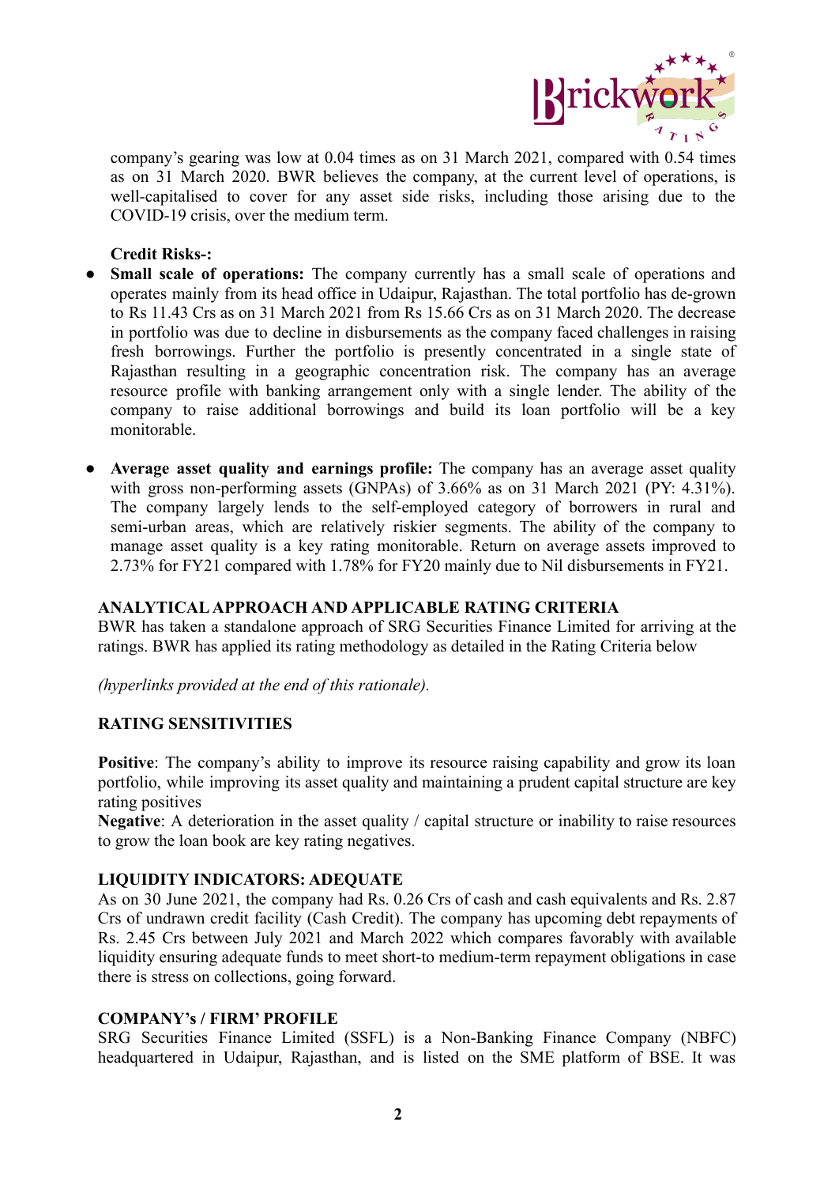company's gearing was low at 0.04 times as on 31 March 2021, compared with 0.54 times as on 31 March 2020. BWR believes the company, at the current level of operations, is well-capitalised to cover for any asset side risks, including those arising due to the COVID-19 crisis, over the medium term.

**Credit Risks-:**

- **Small scale of operations:** The company currently has a small scale of operations and operates mainly from its head office in Udaipur, Rajasthan. The total portfolio has de-grown to Rs 11.43 Crs as on 31 March 2021 from Rs 15.66 Crs as on 31 March 2020. The decrease in portfolio was due to decline in disbursements as the company faced challenges in raising fresh borrowings. Further the portfolio is presently concentrated in a single state of Rajasthan resulting in a geographic concentration risk. The company has an average resource profile with banking arrangement only with a single lender. The ability of the company to raise additional borrowings and build its loan portfolio will be a key monitorable.

- **Average asset quality and earnings profile:** The company has an average asset quality with gross non-performing assets (GNPAs) of 3.66% as on 31 March 2021 (PY: 4.31%). The company largely lends to the self-employed category of borrowers in rural and semi-urban areas, which are relatively riskier segments. The ability of the company to manage asset quality is a key rating monitorable. Return on average assets improved to 2.73% for FY21 compared with 1.78% for FY20 mainly due to Nil disbursements in FY21.

## ANALYTICAL APPROACH AND APPLICABLE RATING CRITERIA

BWR has taken a standalone approach of SRG Securities Finance Limited for arriving at the ratings. BWR has applied its rating methodology as detailed in the Rating Criteria below

*(hyperlinks provided at the end of this rationale).*

## RATING SENSITIVITIES

**Positive**: The company's ability to improve its resource raising capability and grow its loan portfolio, while improving its asset quality and maintaining a prudent capital structure are key rating positives

**Negative**: A deterioration in the asset quality / capital structure or inability to raise resources to grow the loan book are key rating negatives.

## LIQUIDITY INDICATORS: ADEQUATE

As on 30 June 2021, the company had Rs. 0.26 Crs of cash and cash equivalents and Rs. 2.87 Crs of undrawn credit facility (Cash Credit). The company has upcoming debt repayments of Rs. 2.45 Crs between July 2021 and March 2022 which compares favorably with available liquidity ensuring adequate funds to meet short-to medium-term repayment obligations in case there is stress on collections, going forward.

## COMPANY's / FIRM' PROFILE

SRG Securities Finance Limited (SSFL) is a Non-Banking Finance Company (NBFC) headquartered in Udaipur, Rajasthan, and is listed on the SME platform of BSE. It was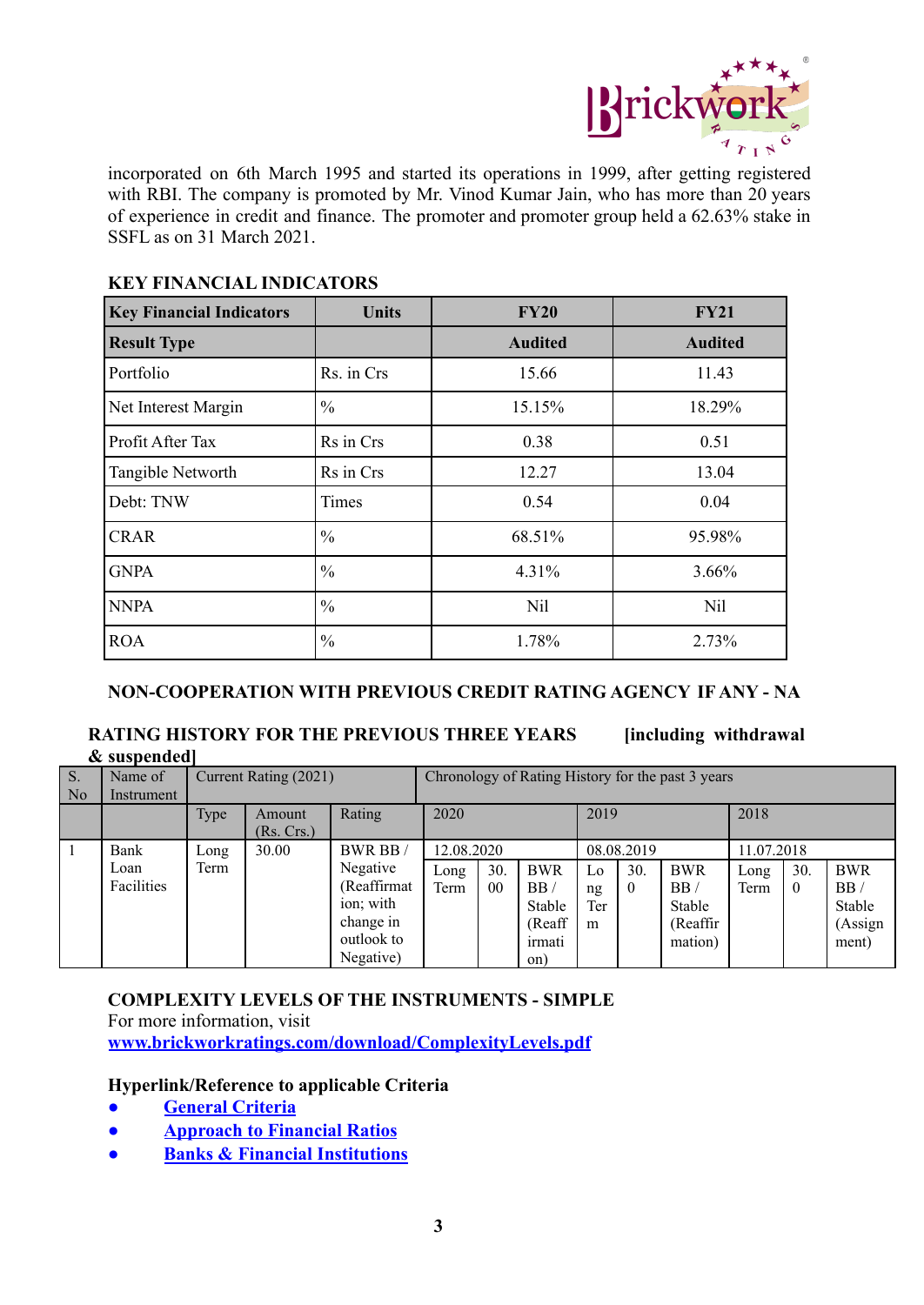incorporated on 6th March 1995 and started its operations in 1999, after getting registered with RBI. The company is promoted by Mr. Vinod Kumar Jain, who has more than 20 years of experience in credit and finance. The promoter and promoter group held a 62.63% stake in SSFL as on 31 March 2021.

## KEY FINANCIAL INDICATORS

| Key Financial Indicators | Units | FY20 | FY21 |
|---|---|---|---|
| **Result Type** | | **Audited** | **Audited** |
| Portfolio | Rs. in Crs | 15.66 | 11.43 |
| Net Interest Margin | % | 15.15% | 18.29% |
| Profit After Tax | Rs in Crs | 0.38 | 0.51 |
| Tangible Networth | Rs in Crs | 12.27 | 13.04 |
| Debt: TNW | Times | 0.54 | 0.04 |
| CRAR | % | 68.51% | 95.98% |
| GNPA | % | 4.31% | 3.66% |
| NNPA | % | Nil | Nil |
| ROA | % | 1.78% | 2.73% |

## NON-COOPERATION WITH PREVIOUS CREDIT RATING AGENCY IF ANY - NA

## RATING HISTORY FOR THE PREVIOUS THREE YEARS [including withdrawal & suspended]

| S. No | Name of Instrument | Current Rating (2021) | | | Chronology of Rating History for the past 3 years | | | | | | | | |
|---|---|---|---|---|---|---|---|---|---|---|---|---|---|
| | | Type | Amount (Rs. Crs.) | Rating | 2020 | | | 2019 | | | 2018 | | |
| 1 | Bank Loan Facilities | Long Term | 30.00 | BWR BB / Negative (Reaffirmation; with change in outlook to Negative) | 12.08.2020 | | | 08.08.2019 | | | 11.07.2018 | | |
| | | | | | Long Term | 30.00 | BWR BB / Stable (Reaffirmation) | Long Term | 30.0 | BWR BB / Stable (Reaffirmation) | Long Term | 30.0 | BWR BB / Stable (Assignment) |

## COMPLEXITY LEVELS OF THE INSTRUMENTS - SIMPLE

For more information, visit
**www.brickworkratings.com/download/ComplexityLevels.pdf**

### Hyperlink/Reference to applicable Criteria

- **General Criteria**
- **Approach to Financial Ratios**
- **Banks & Financial Institutions**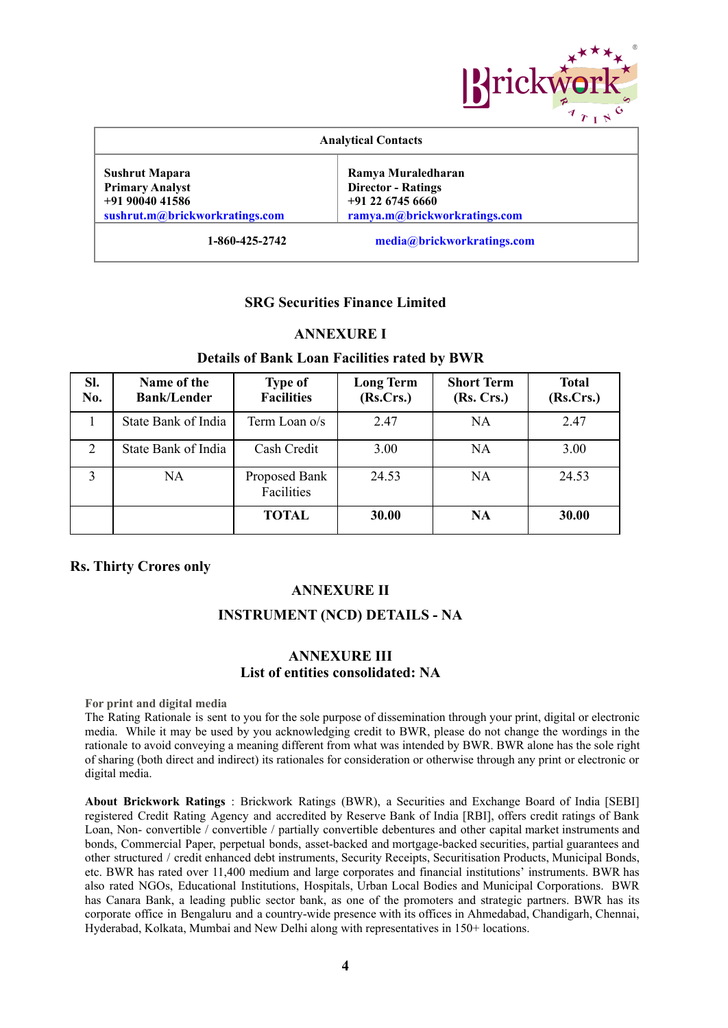| Analytical Contacts | |
|---|---|
| **Sushrut Mapara**<br>**Primary Analyst**<br>**+91 90040 41586**<br>**sushrut.m@brickworkratings.com** | **Ramya Muraledharan**<br>**Director - Ratings**<br>**+91 22 6745 6660**<br>**ramya.m@brickworkratings.com** |
| **1-860-425-2742** | **media@brickworkratings.com** |

## SRG Securities Finance Limited

## ANNEXURE I

### Details of Bank Loan Facilities rated by BWR

| Sl. No. | Name of the Bank/Lender | Type of Facilities | Long Term (Rs.Crs.) | Short Term (Rs. Crs.) | Total (Rs.Crs.) |
|---|---|---|---|---|---|
| 1 | State Bank of India | Term Loan o/s | 2.47 | NA | 2.47 |
| 2 | State Bank of India | Cash Credit | 3.00 | NA | 3.00 |
| 3 | NA | Proposed Bank Facilities | 24.53 | NA | 24.53 |
| | | **TOTAL** | **30.00** | **NA** | **30.00** |

**Rs. Thirty Crores only**

## ANNEXURE II

### INSTRUMENT (NCD) DETAILS - NA

## ANNEXURE III

### List of entities consolidated: NA

**For print and digital media**

The Rating Rationale is sent to you for the sole purpose of dissemination through your print, digital or electronic media. While it may be used by you acknowledging credit to BWR, please do not change the wordings in the rationale to avoid conveying a meaning different from what was intended by BWR. BWR alone has the sole right of sharing (both direct and indirect) its rationales for consideration or otherwise through any print or electronic or digital media.

**About Brickwork Ratings** : Brickwork Ratings (BWR), a Securities and Exchange Board of India [SEBI] registered Credit Rating Agency and accredited by Reserve Bank of India [RBI], offers credit ratings of Bank Loan, Non- convertible / convertible / partially convertible debentures and other capital market instruments and bonds, Commercial Paper, perpetual bonds, asset-backed and mortgage-backed securities, partial guarantees and other structured / credit enhanced debt instruments, Security Receipts, Securitisation Products, Municipal Bonds, etc. BWR has rated over 11,400 medium and large corporates and financial institutions' instruments. BWR has also rated NGOs, Educational Institutions, Hospitals, Urban Local Bodies and Municipal Corporations. BWR has Canara Bank, a leading public sector bank, as one of the promoters and strategic partners. BWR has its corporate office in Bengaluru and a country-wide presence with its offices in Ahmedabad, Chandigarh, Chennai, Hyderabad, Kolkata, Mumbai and New Delhi along with representatives in 150+ locations.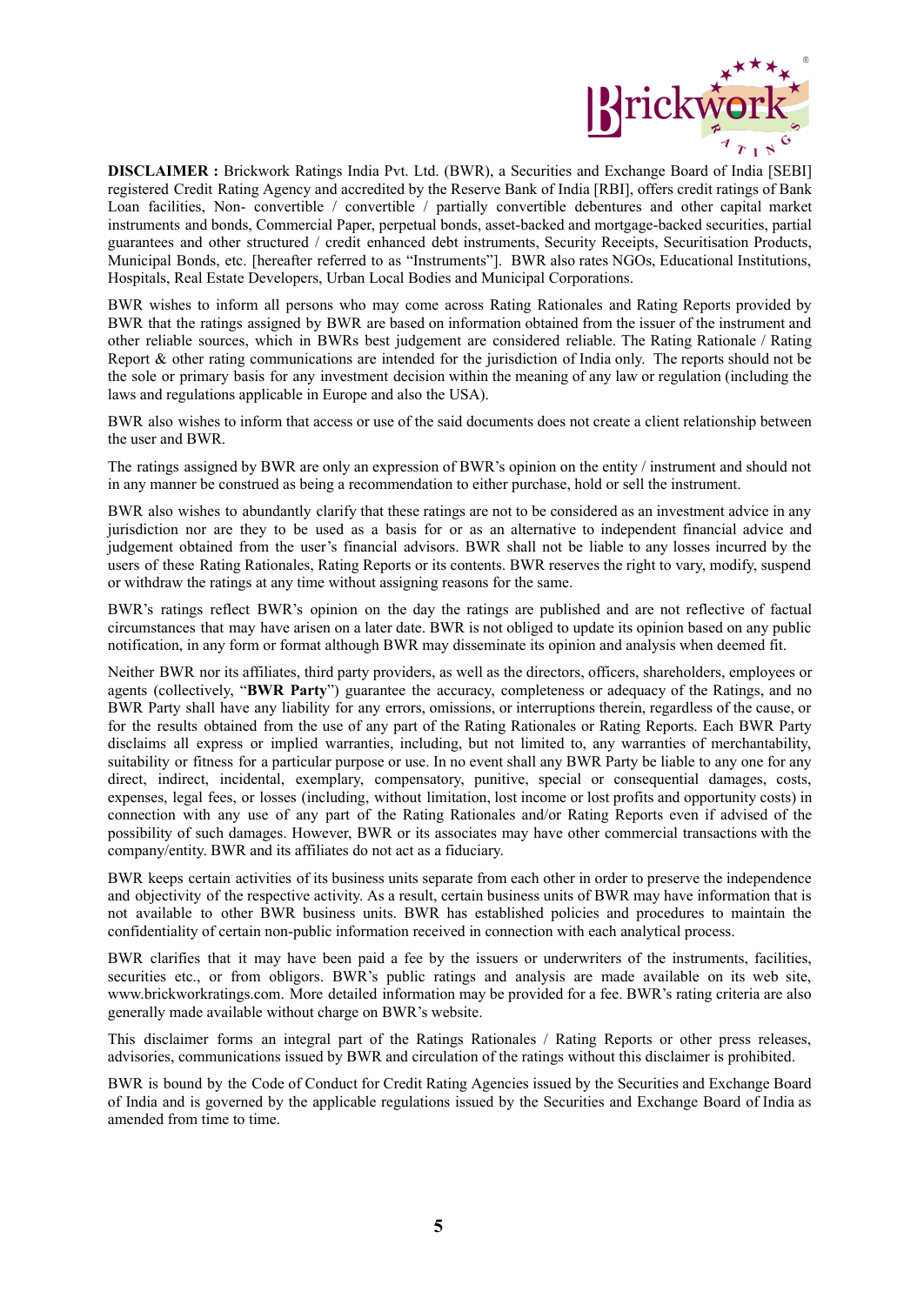**DISCLAIMER :** Brickwork Ratings India Pvt. Ltd. (BWR), a Securities and Exchange Board of India [SEBI] registered Credit Rating Agency and accredited by the Reserve Bank of India [RBI], offers credit ratings of Bank Loan facilities, Non- convertible / convertible / partially convertible debentures and other capital market instruments and bonds, Commercial Paper, perpetual bonds, asset-backed and mortgage-backed securities, partial guarantees and other structured / credit enhanced debt instruments, Security Receipts, Securitisation Products, Municipal Bonds, etc. [hereafter referred to as "Instruments"]. BWR also rates NGOs, Educational Institutions, Hospitals, Real Estate Developers, Urban Local Bodies and Municipal Corporations.

BWR wishes to inform all persons who may come across Rating Rationales and Rating Reports provided by BWR that the ratings assigned by BWR are based on information obtained from the issuer of the instrument and other reliable sources, which in BWRs best judgement are considered reliable. The Rating Rationale / Rating Report & other rating communications are intended for the jurisdiction of India only. The reports should not be the sole or primary basis for any investment decision within the meaning of any law or regulation (including the laws and regulations applicable in Europe and also the USA).

BWR also wishes to inform that access or use of the said documents does not create a client relationship between the user and BWR.

The ratings assigned by BWR are only an expression of BWR's opinion on the entity / instrument and should not in any manner be construed as being a recommendation to either purchase, hold or sell the instrument.

BWR also wishes to abundantly clarify that these ratings are not to be considered as an investment advice in any jurisdiction nor are they to be used as a basis for or as an alternative to independent financial advice and judgement obtained from the user's financial advisors. BWR shall not be liable to any losses incurred by the users of these Rating Rationales, Rating Reports or its contents. BWR reserves the right to vary, modify, suspend or withdraw the ratings at any time without assigning reasons for the same.

BWR's ratings reflect BWR's opinion on the day the ratings are published and are not reflective of factual circumstances that may have arisen on a later date. BWR is not obliged to update its opinion based on any public notification, in any form or format although BWR may disseminate its opinion and analysis when deemed fit.

Neither BWR nor its affiliates, third party providers, as well as the directors, officers, shareholders, employees or agents (collectively, "**BWR Party**") guarantee the accuracy, completeness or adequacy of the Ratings, and no BWR Party shall have any liability for any errors, omissions, or interruptions therein, regardless of the cause, or for the results obtained from the use of any part of the Rating Rationales or Rating Reports. Each BWR Party disclaims all express or implied warranties, including, but not limited to, any warranties of merchantability, suitability or fitness for a particular purpose or use. In no event shall any BWR Party be liable to any one for any direct, indirect, incidental, exemplary, compensatory, punitive, special or consequential damages, costs, expenses, legal fees, or losses (including, without limitation, lost income or lost profits and opportunity costs) in connection with any use of any part of the Rating Rationales and/or Rating Reports even if advised of the possibility of such damages. However, BWR or its associates may have other commercial transactions with the company/entity. BWR and its affiliates do not act as a fiduciary.

BWR keeps certain activities of its business units separate from each other in order to preserve the independence and objectivity of the respective activity. As a result, certain business units of BWR may have information that is not available to other BWR business units. BWR has established policies and procedures to maintain the confidentiality of certain non-public information received in connection with each analytical process.

BWR clarifies that it may have been paid a fee by the issuers or underwriters of the instruments, facilities, securities etc., or from obligors. BWR's public ratings and analysis are made available on its web site, www.brickworkratings.com. More detailed information may be provided for a fee. BWR's rating criteria are also generally made available without charge on BWR's website.

This disclaimer forms an integral part of the Ratings Rationales / Rating Reports or other press releases, advisories, communications issued by BWR and circulation of the ratings without this disclaimer is prohibited.

BWR is bound by the Code of Conduct for Credit Rating Agencies issued by the Securities and Exchange Board of India and is governed by the applicable regulations issued by the Securities and Exchange Board of India as amended from time to time.